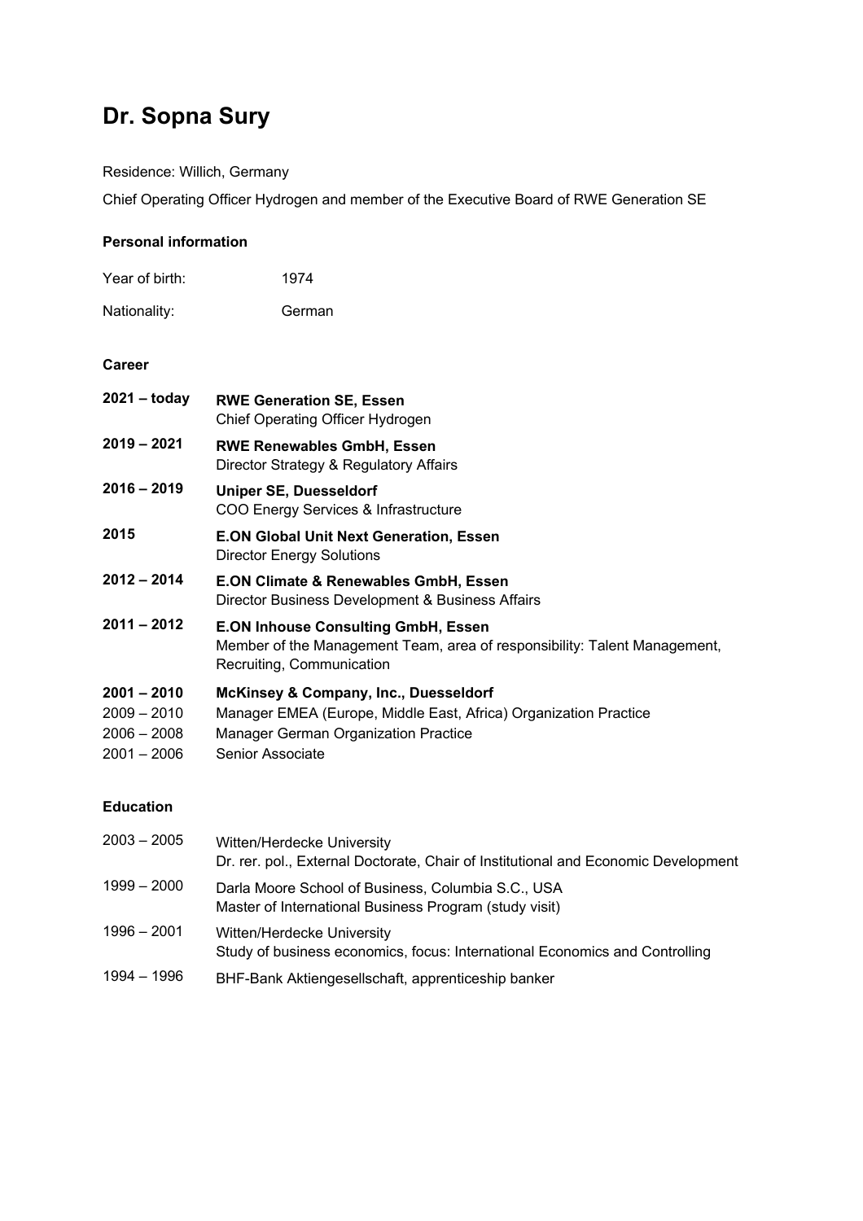# Dr. Sopna Sury

Residence: Willich, Germany

Chief Operating Officer Hydrogen and member of the Executive Board of RWE Generation SE

### Personal information

| | |
|---|---|
| Year of birth: | 1974 |
| Nationality: | German |

### Career

| | |
|---|---|
| **2021 – today** | **RWE Generation SE, Essen**<br>Chief Operating Officer Hydrogen |
| **2019 – 2021** | **RWE Renewables GmbH, Essen**<br>Director Strategy & Regulatory Affairs |
| **2016 – 2019** | **Uniper SE, Duesseldorf**<br>COO Energy Services & Infrastructure |
| **2015** | **E.ON Global Unit Next Generation, Essen**<br>Director Energy Solutions |
| **2012 – 2014** | **E.ON Climate & Renewables GmbH, Essen**<br>Director Business Development & Business Affairs |
| **2011 – 2012** | **E.ON Inhouse Consulting GmbH, Essen**<br>Member of the Management Team, area of responsibility: Talent Management, Recruiting, Communication |
| **2001 – 2010** | **McKinsey & Company, Inc., Duesseldorf** |
| 2009 – 2010 | Manager EMEA (Europe, Middle East, Africa) Organization Practice |
| 2006 – 2008 | Manager German Organization Practice |
| 2001 – 2006 | Senior Associate |

### Education

| | |
|---|---|
| 2003 – 2005 | Witten/Herdecke University<br>Dr. rer. pol., External Doctorate, Chair of Institutional and Economic Development |
| 1999 – 2000 | Darla Moore School of Business, Columbia S.C., USA<br>Master of International Business Program (study visit) |
| 1996 – 2001 | Witten/Herdecke University<br>Study of business economics, focus: International Economics and Controlling |
| 1994 – 1996 | BHF-Bank Aktiengesellschaft, apprenticeship banker |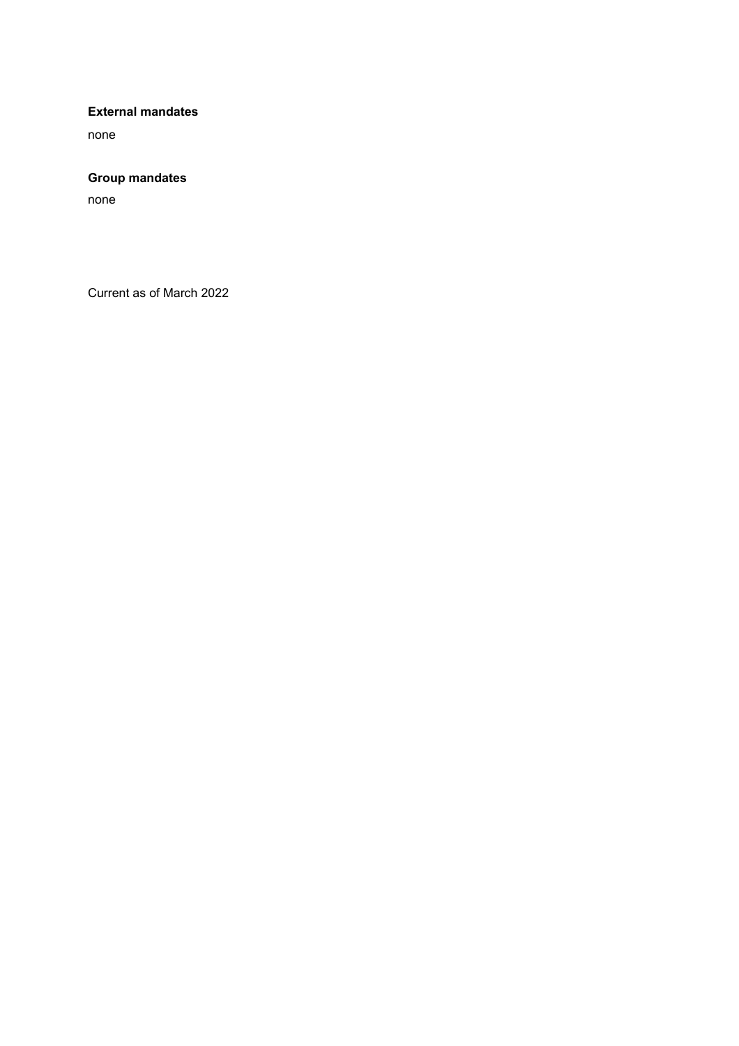**External mandates**

none

**Group mandates**

none

Current as of March 2022